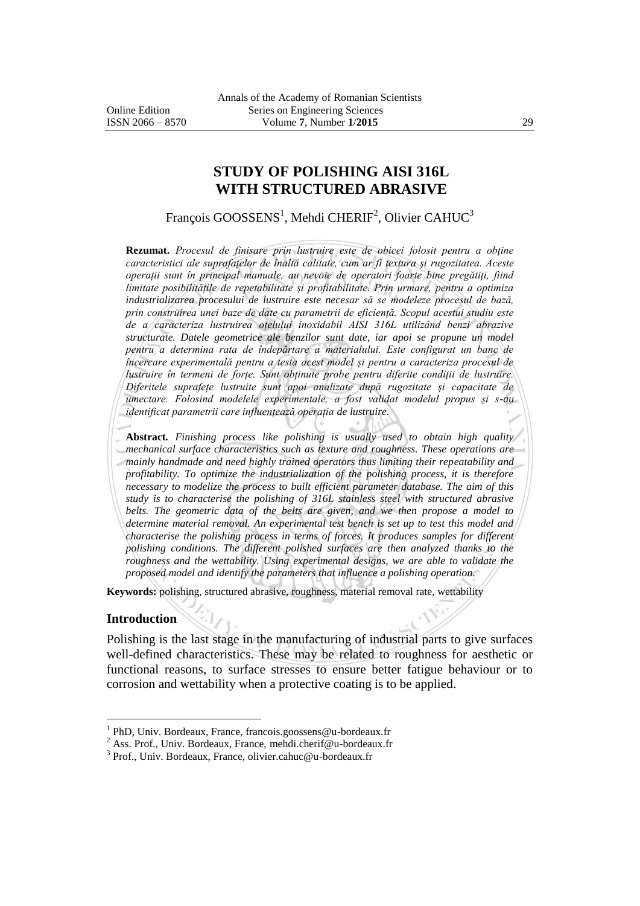# STUDY OF POLISHING AISI 316L WITH STRUCTURED ABRASIVE

François GOOSSENS[1], Mehdi CHERIF[2], Olivier CAHUC[3]

**Rezumat.** *Procesul de finisare prin lustruire este de obicei folosit pentru a obține caracteristici ale suprafețelor de înaltă calitate, cum ar fi textura și rugozitatea. Aceste operații sunt în principal manuale, au nevoie de operatori foarte bine pregătiți, fiind limitate posibilitățile de repetabilitate și profitabilitate. Prin urmare, pentru a optimiza industrializarea procesului de lustruire este necesar să se modeleze procesul de bază, prin construirea unei baze de date cu parametrii de eficiență. Scopul acestui studiu este de a caracteriza lustruirea oțelului inoxidabil AISI 316L utilizând benzi abrazive structurate. Datele geometrice ale benzilor sunt date, iar apoi se propune un model pentru a determina rata de îndepărtare a materialului. Este configurat un banc de încercare experimentală pentru a testa acest model și pentru a caracteriza procesul de lustruire în termeni de forțe. Sunt obținute probe pentru diferite condiții de lustruire. Diferitele suprafețe lustruite sunt apoi analizate după rugozitate și capacitate de umectare. Folosind modelele experimentale, a fost validat modelul propus și s-au identificat parametrii care influențează operația de lustruire.*

**Abstract.** *Finishing process like polishing is usually used to obtain high quality mechanical surface characteristics such as texture and roughness. These operations are mainly handmade and need highly trained operators thus limiting their repeatability and profitability. To optimize the industrialization of the polishing process, it is therefore necessary to modelize the process to built efficient parameter database. The aim of this study is to characterise the polishing of 316L stainless steel with structured abrasive belts. The geometric data of the belts are given, and we then propose a model to determine material removal. An experimental test bench is set up to test this model and characterise the polishing process in terms of forces. It produces samples for different polishing conditions. The different polished surfaces are then analyzed thanks to the roughness and the wettability. Using experimental designs, we are able to validate the proposed model and identify the parameters that influence a polishing operation.*

**Keywords:** polishing, structured abrasive, roughness, material removal rate, wettability

## Introduction

Polishing is the last stage in the manufacturing of industrial parts to give surfaces well-defined characteristics. These may be related to roughness for aesthetic or functional reasons, to surface stresses to ensure better fatigue behaviour or to corrosion and wettability when a protective coating is to be applied.

---

[1] PhD, Univ. Bordeaux, France, francois.goossens@u-bordeaux.fr

[2] Ass. Prof., Univ. Bordeaux, France, mehdi.cherif@u-bordeaux.fr

[3] Prof., Univ. Bordeaux, France, olivier.cahuc@u-bordeaux.fr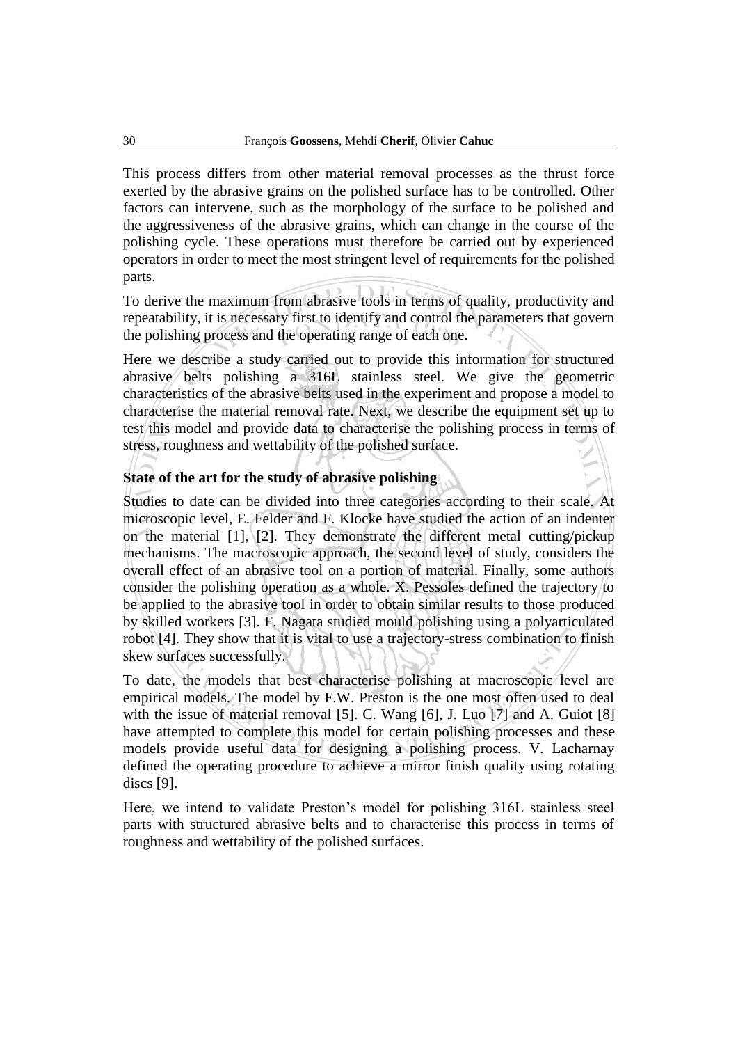This process differs from other material removal processes as the thrust force exerted by the abrasive grains on the polished surface has to be controlled. Other factors can intervene, such as the morphology of the surface to be polished and the aggressiveness of the abrasive grains, which can change in the course of the polishing cycle. These operations must therefore be carried out by experienced operators in order to meet the most stringent level of requirements for the polished parts.

To derive the maximum from abrasive tools in terms of quality, productivity and repeatability, it is necessary first to identify and control the parameters that govern the polishing process and the operating range of each one.

Here we describe a study carried out to provide this information for structured abrasive belts polishing a 316L stainless steel. We give the geometric characteristics of the abrasive belts used in the experiment and propose a model to characterise the material removal rate. Next, we describe the equipment set up to test this model and provide data to characterise the polishing process in terms of stress, roughness and wettability of the polished surface.

## State of the art for the study of abrasive polishing

Studies to date can be divided into three categories according to their scale. At microscopic level, E. Felder and F. Klocke have studied the action of an indenter on the material [1], [2]. They demonstrate the different metal cutting/pickup mechanisms. The macroscopic approach, the second level of study, considers the overall effect of an abrasive tool on a portion of material. Finally, some authors consider the polishing operation as a whole. X. Pessoles defined the trajectory to be applied to the abrasive tool in order to obtain similar results to those produced by skilled workers [3]. F. Nagata studied mould polishing using a polyarticulated robot [4]. They show that it is vital to use a trajectory-stress combination to finish skew surfaces successfully.

To date, the models that best characterise polishing at macroscopic level are empirical models. The model by F.W. Preston is the one most often used to deal with the issue of material removal [5]. C. Wang [6], J. Luo [7] and A. Guiot [8] have attempted to complete this model for certain polishing processes and these models provide useful data for designing a polishing process. V. Lacharnay defined the operating procedure to achieve a mirror finish quality using rotating discs [9].

Here, we intend to validate Preston's model for polishing 316L stainless steel parts with structured abrasive belts and to characterise this process in terms of roughness and wettability of the polished surfaces.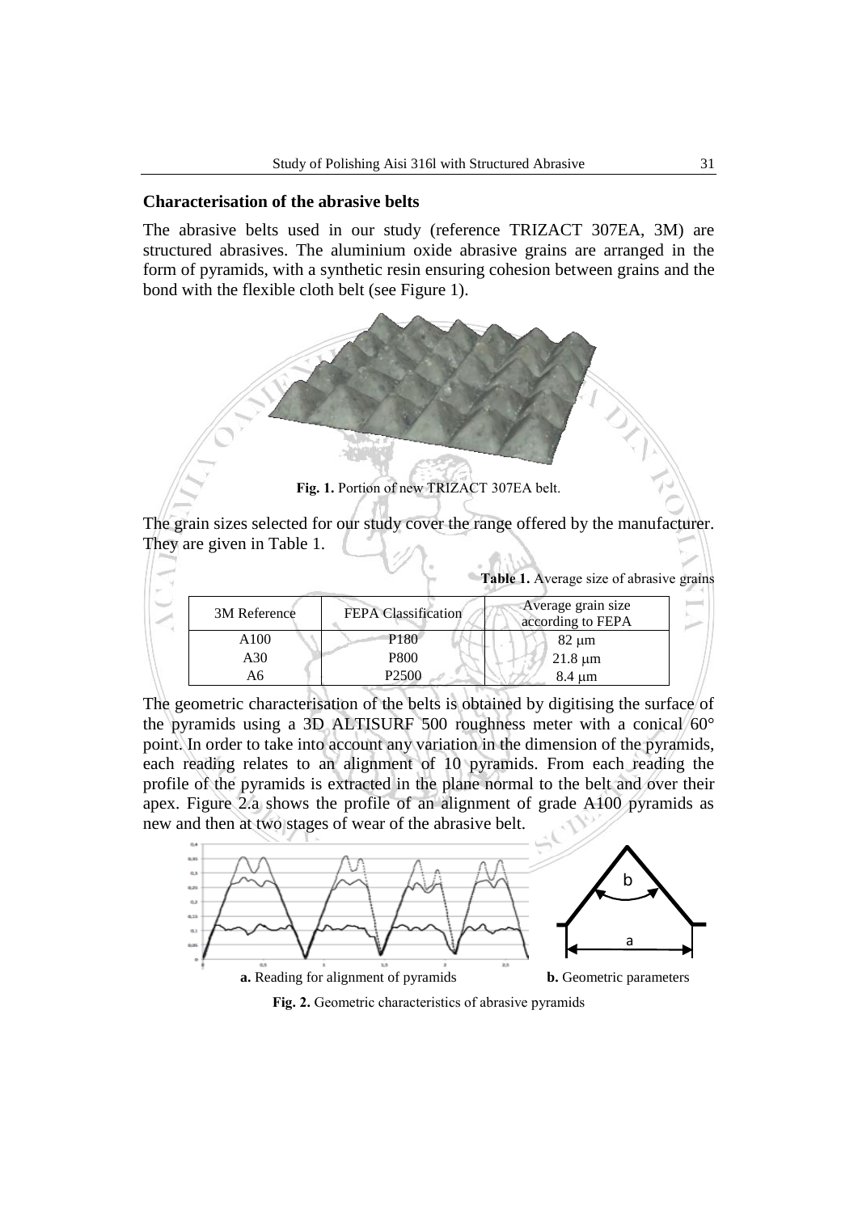## Characterisation of the abrasive belts

The abrasive belts used in our study (reference TRIZACT 307EA, 3M) are structured abrasives. The aluminium oxide abrasive grains are arranged in the form of pyramids, with a synthetic resin ensuring cohesion between grains and the bond with the flexible cloth belt (see Figure 1).

**Fig. 1.** Portion of new TRIZACT 307EA belt.

The grain sizes selected for our study cover the range offered by the manufacturer. They are given in Table 1.

**Table 1.** Average size of abrasive grains

| 3M Reference | FEPA Classification | Average grain size according to FEPA |
|---|---|---|
| A100 | P180 | 82 μm |
| A30 | P800 | 21.8 μm |
| A6 | P2500 | 8.4 μm |

The geometric characterisation of the belts is obtained by digitising the surface of the pyramids using a 3D ALTISURF 500 roughness meter with a conical 60° point. In order to take into account any variation in the dimension of the pyramids, each reading relates to an alignment of 10 pyramids. From each reading the profile of the pyramids is extracted in the plane normal to the belt and over their apex. Figure 2.a shows the profile of an alignment of grade A100 pyramids as new and then at two stages of wear of the abrasive belt.

**a.** Reading for alignment of pyramids **b.** Geometric parameters

**Fig. 2.** Geometric characteristics of abrasive pyramids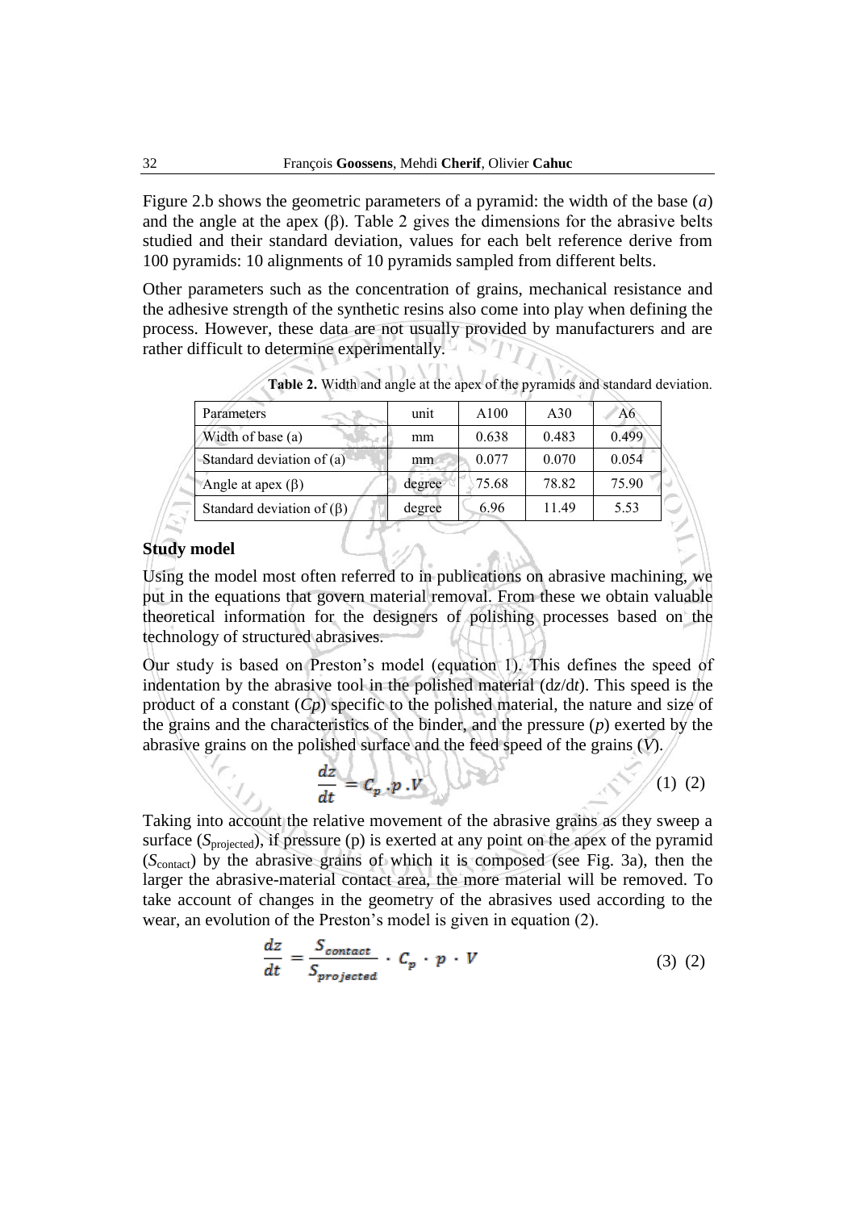Figure 2.b shows the geometric parameters of a pyramid: the width of the base (*a*) and the angle at the apex (β). Table 2 gives the dimensions for the abrasive belts studied and their standard deviation, values for each belt reference derive from 100 pyramids: 10 alignments of 10 pyramids sampled from different belts.

Other parameters such as the concentration of grains, mechanical resistance and the adhesive strength of the synthetic resins also come into play when defining the process. However, these data are not usually provided by manufacturers and are rather difficult to determine experimentally.

**Table 2.** Width and angle at the apex of the pyramids and standard deviation.

| Parameters | unit | A100 | A30 | A6 |
|---|---|---|---|---|
| Width of base (a) | mm | 0.638 | 0.483 | 0.499 |
| Standard deviation of (a) | mm | 0.077 | 0.070 | 0.054 |
| Angle at apex (β) | degree | 75.68 | 78.82 | 75.90 |
| Standard deviation of (β) | degree | 6.96 | 11.49 | 5.53 |

## Study model

Using the model most often referred to in publications on abrasive machining, we put in the equations that govern material removal. From these we obtain valuable theoretical information for the designers of polishing processes based on the technology of structured abrasives.

Our study is based on Preston's model (equation 1). This defines the speed of indentation by the abrasive tool in the polished material ($dz/dt$). This speed is the product of a constant ($Cp$) specific to the polished material, the nature and size of the grains and the characteristics of the binder, and the pressure ($p$) exerted by the abrasive grains on the polished surface and the feed speed of the grains ($V$).

$$\frac{dz}{dt} = C_p \cdot p \cdot V \qquad (1)\ (2)$$

Taking into account the relative movement of the abrasive grains as they sweep a surface ($S_{projected}$), if pressure (p) is exerted at any point on the apex of the pyramid ($S_{contact}$) by the abrasive grains of which it is composed (see Fig. 3a), then the larger the abrasive-material contact area, the more material will be removed. To take account of changes in the geometry of the abrasives used according to the wear, an evolution of the Preston's model is given in equation (2).

$$\frac{dz}{dt} = \frac{S_{contact}}{S_{projected}} \cdot C_p \cdot p \cdot V \qquad (3)\ (2)$$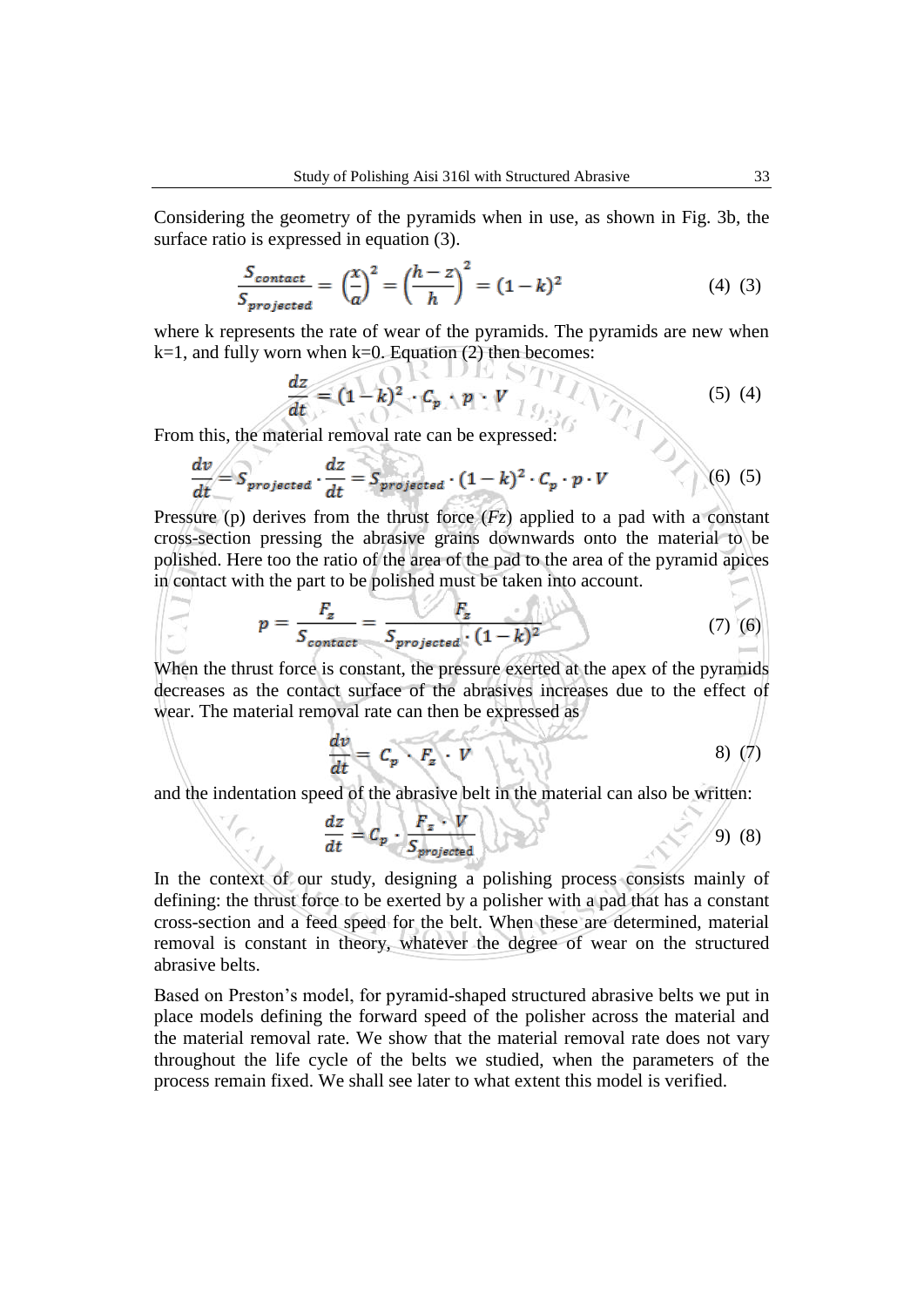Considering the geometry of the pyramids when in use, as shown in Fig. 3b, the surface ratio is expressed in equation (3).

$$\frac{S_{contact}}{S_{projected}} = \left(\frac{x}{a}\right)^2 = \left(\frac{h-z}{h}\right)^2 = (1-k)^2 \quad (4)\ (3)$$

where k represents the rate of wear of the pyramids. The pyramids are new when k=1, and fully worn when k=0. Equation (2) then becomes:

$$\frac{dz}{dt} = (1-k)^2 \cdot C_p \cdot p \cdot V \quad (5)\ (4)$$

From this, the material removal rate can be expressed:

$$\frac{dv}{dt} = S_{projected} \cdot \frac{dz}{dt} = S_{projected} \cdot (1-k)^2 \cdot C_p \cdot p \cdot V \quad (6)\ (5)$$

Pressure (p) derives from the thrust force (*Fz*) applied to a pad with a constant cross-section pressing the abrasive grains downwards onto the material to be polished. Here too the ratio of the area of the pad to the area of the pyramid apices in contact with the part to be polished must be taken into account.

$$p = \frac{F_z}{S_{contact}} = \frac{F_z}{S_{projected} \cdot (1-k)^2} \quad (7)\ (6)$$

When the thrust force is constant, the pressure exerted at the apex of the pyramids decreases as the contact surface of the abrasives increases due to the effect of wear. The material removal rate can then be expressed as

$$\frac{dv}{dt} = C_p \cdot F_z \cdot V \quad 8)\ (7)$$

and the indentation speed of the abrasive belt in the material can also be written:

$$\frac{dz}{dt} = C_p \cdot \frac{F_z \cdot V}{S_{projected}} \quad 9)\ (8)$$

In the context of our study, designing a polishing process consists mainly of defining: the thrust force to be exerted by a polisher with a pad that has a constant cross-section and a feed speed for the belt. When these are determined, material removal is constant in theory, whatever the degree of wear on the structured abrasive belts.

Based on Preston's model, for pyramid-shaped structured abrasive belts we put in place models defining the forward speed of the polisher across the material and the material removal rate. We show that the material removal rate does not vary throughout the life cycle of the belts we studied, when the parameters of the process remain fixed. We shall see later to what extent this model is verified.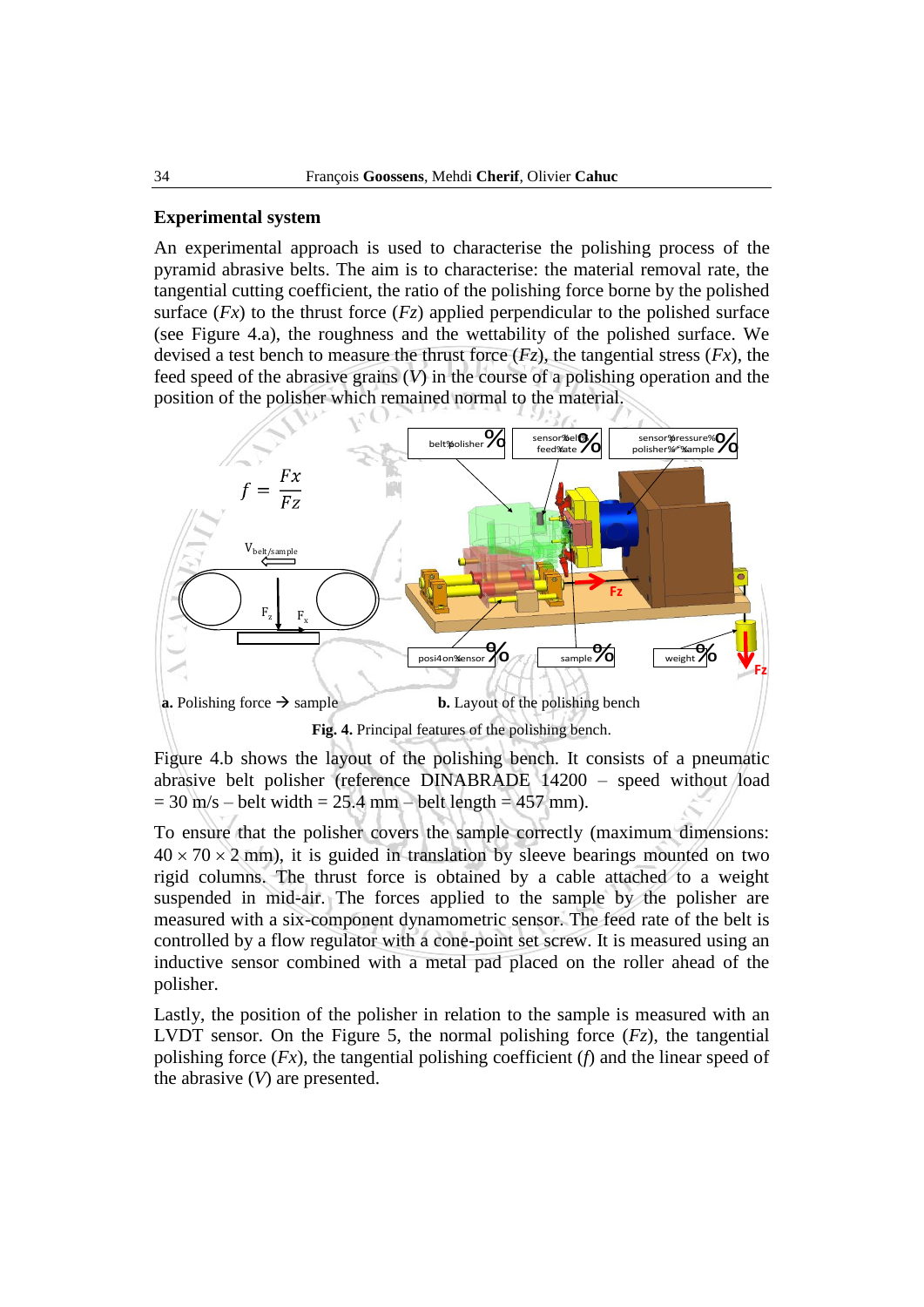## Experimental system

An experimental approach is used to characterise the polishing process of the pyramid abrasive belts. The aim is to characterise: the material removal rate, the tangential cutting coefficient, the ratio of the polishing force borne by the polished surface (*Fx*) to the thrust force (*Fz*) applied perpendicular to the polished surface (see Figure 4.a), the roughness and the wettability of the polished surface. We devised a test bench to measure the thrust force (*Fz*), the tangential stress (*Fx*), the feed speed of the abrasive grains (*V*) in the course of a polishing operation and the position of the polisher which remained normal to the material.

**a.** Polishing force → sample

**b.** Layout of the polishing bench

**Fig. 4.** Principal features of the polishing bench.

Figure 4.b shows the layout of the polishing bench. It consists of a pneumatic abrasive belt polisher (reference DINABRADE 14200 – speed without load = 30 m/s – belt width = 25.4 mm – belt length = 457 mm).

To ensure that the polisher covers the sample correctly (maximum dimensions: 40 × 70 × 2 mm), it is guided in translation by sleeve bearings mounted on two rigid columns. The thrust force is obtained by a cable attached to a weight suspended in mid-air. The forces applied to the sample by the polisher are measured with a six-component dynamometric sensor. The feed rate of the belt is controlled by a flow regulator with a cone-point set screw. It is measured using an inductive sensor combined with a metal pad placed on the roller ahead of the polisher.

Lastly, the position of the polisher in relation to the sample is measured with an LVDT sensor. On the Figure 5, the normal polishing force (*Fz*), the tangential polishing force (*Fx*), the tangential polishing coefficient (*f*) and the linear speed of the abrasive (*V*) are presented.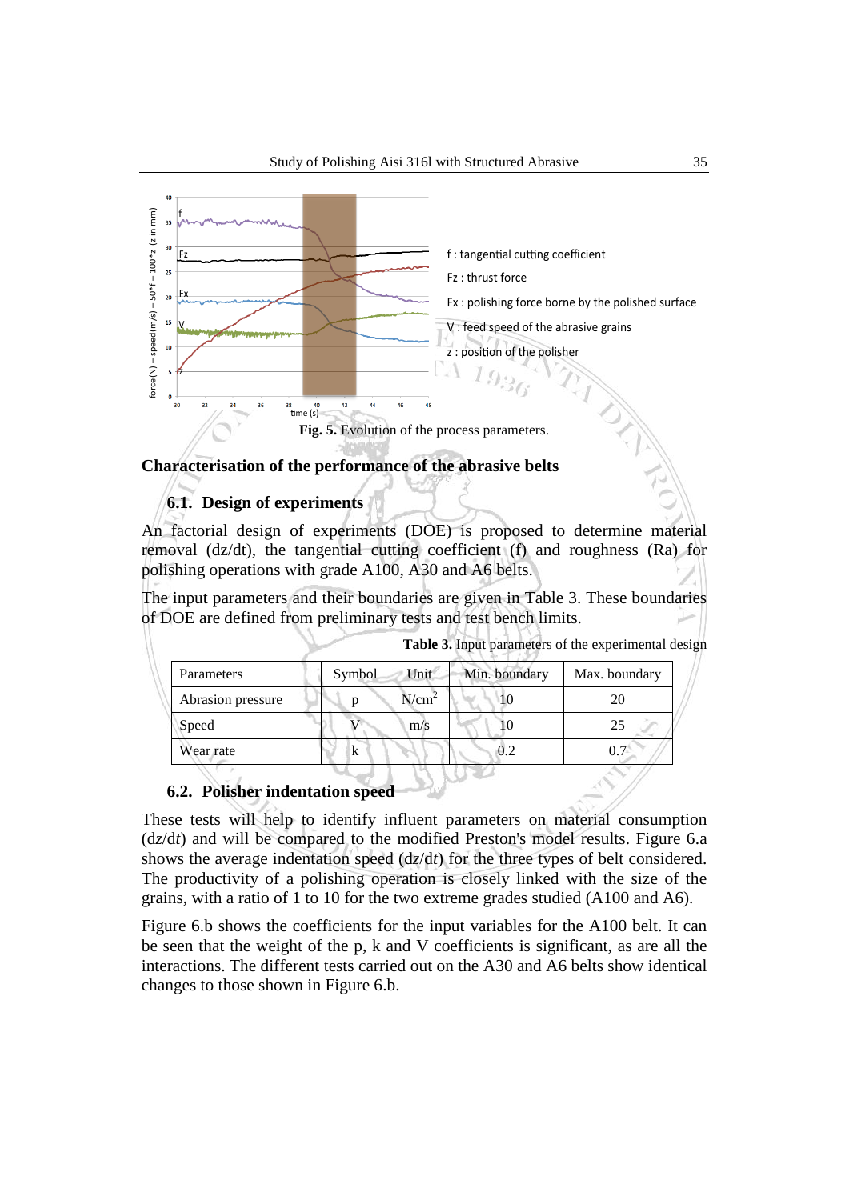f : tangential cutting coefficient

Fz : thrust force

Fx : polishing force borne by the polished surface

V : feed speed of the abrasive grains

z : position of the polisher

**Fig. 5.** Evolution of the process parameters.

## Characterisation of the performance of the abrasive belts

### 6.1. Design of experiments

An factorial design of experiments (DOE) is proposed to determine material removal (dz/dt), the tangential cutting coefficient (f) and roughness (Ra) for polishing operations with grade A100, A30 and A6 belts.

The input parameters and their boundaries are given in Table 3. These boundaries of DOE are defined from preliminary tests and test bench limits.

**Table 3.** Input parameters of the experimental design

| Parameters | Symbol | Unit | Min. boundary | Max. boundary |
|---|---|---|---|---|
| Abrasion pressure | p | $N/cm^2$ | 10 | 20 |
| Speed | V | m/s | 10 | 25 |
| Wear rate | k | | 0.2 | 0.7 |

### 6.2. Polisher indentation speed

These tests will help to identify influent parameters on material consumption ($dz/dt$) and will be compared to the modified Preston's model results. Figure 6.a shows the average indentation speed ($dz/dt$) for the three types of belt considered. The productivity of a polishing operation is closely linked with the size of the grains, with a ratio of 1 to 10 for the two extreme grades studied (A100 and A6).

Figure 6.b shows the coefficients for the input variables for the A100 belt. It can be seen that the weight of the p, k and V coefficients is significant, as are all the interactions. The different tests carried out on the A30 and A6 belts show identical changes to those shown in Figure 6.b.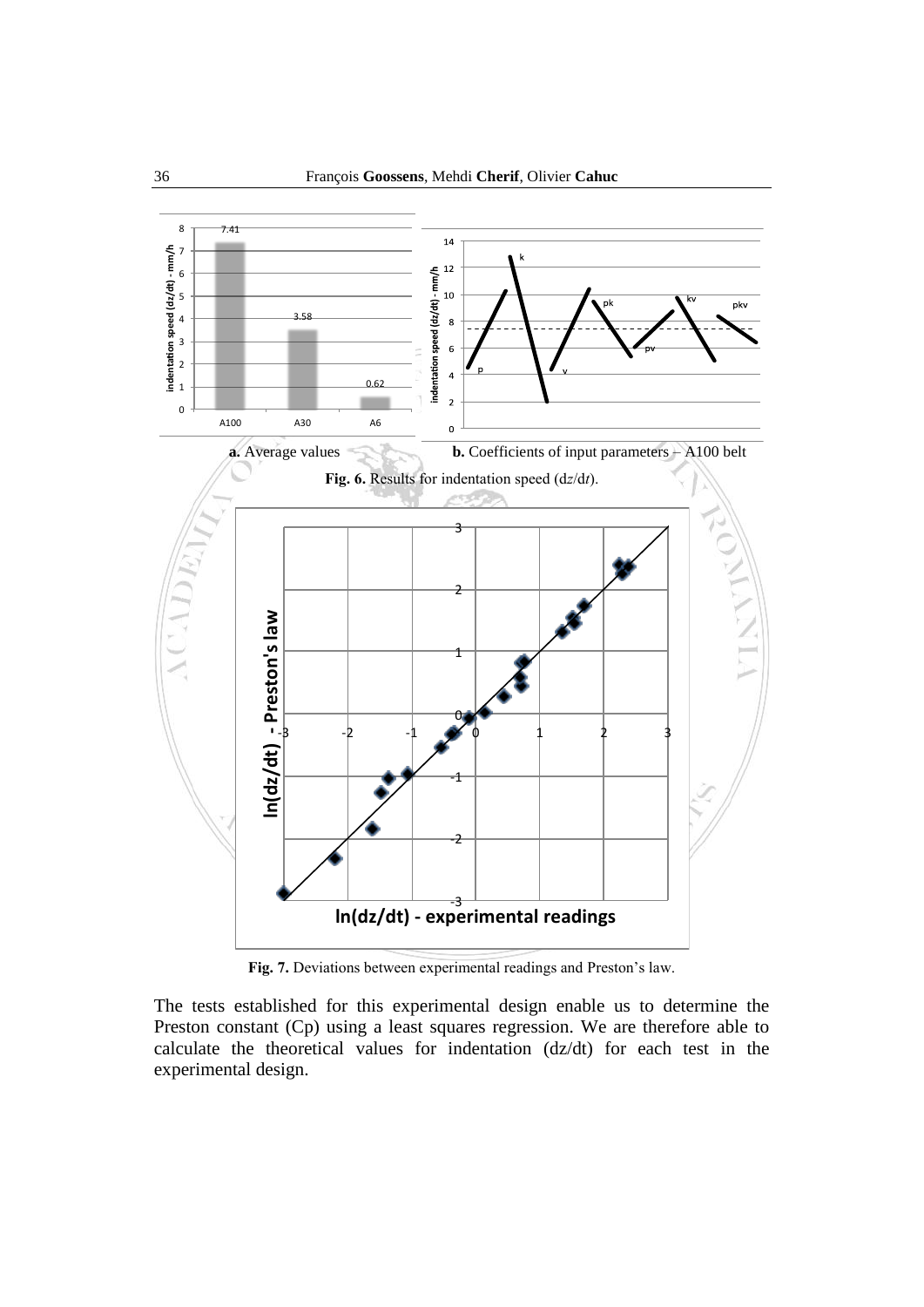**a.** Average values

**b.** Coefficients of input parameters – A100 belt

**Fig. 6.** Results for indentation speed (d$z$/d$t$).

**Fig. 7.** Deviations between experimental readings and Preston's law.

The tests established for this experimental design enable us to determine the Preston constant (Cp) using a least squares regression. We are therefore able to calculate the theoretical values for indentation (dz/dt) for each test in the experimental design.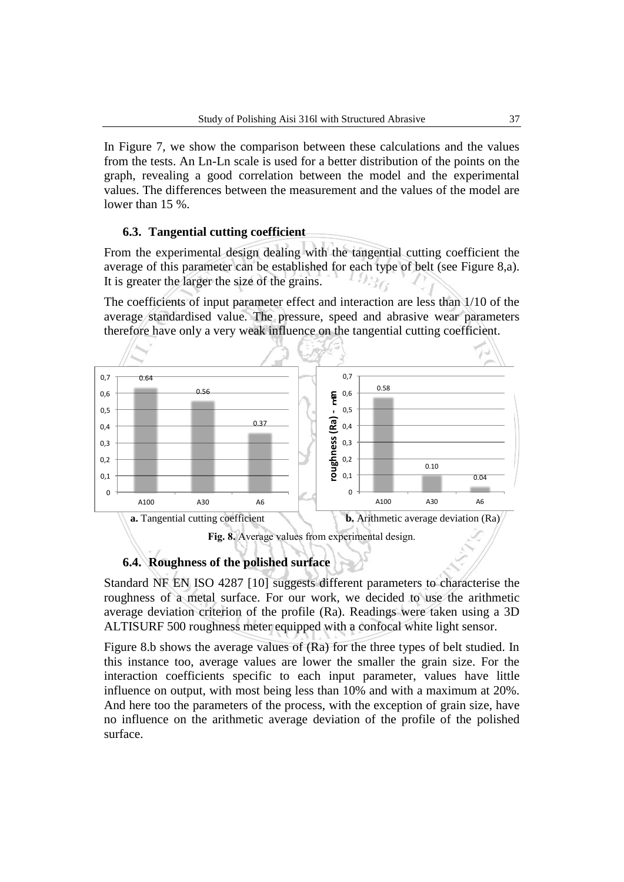In Figure 7, we show the comparison between these calculations and the values from the tests. An Ln-Ln scale is used for a better distribution of the points on the graph, revealing a good correlation between the model and the experimental values. The differences between the measurement and the values of the model are lower than 15 %.

### 6.3. Tangential cutting coefficient

From the experimental design dealing with the tangential cutting coefficient the average of this parameter can be established for each type of belt (see Figure 8,a). It is greater the larger the size of the grains.

The coefficients of input parameter effect and interaction are less than 1/10 of the average standardised value. The pressure, speed and abrasive wear parameters therefore have only a very weak influence on the tangential cutting coefficient.

**a.** Tangential cutting coefficient

| Belt | Tangential cutting coefficient |
|---|---|
| A100 | 0.64 |
| A30 | 0.56 |
| A6 | 0.37 |

**b.** Arithmetic average deviation (Ra)

| Belt | roughness (Ra) - µm |
|---|---|
| A100 | 0.58 |
| A30 | 0.10 |
| A6 | 0.04 |

**Fig. 8.** Average values from experimental design.

### 6.4. Roughness of the polished surface

Standard NF EN ISO 4287 [10] suggests different parameters to characterise the roughness of a metal surface. For our work, we decided to use the arithmetic average deviation criterion of the profile (Ra). Readings were taken using a 3D ALTISURF 500 roughness meter equipped with a confocal white light sensor.

Figure 8.b shows the average values of (Ra) for the three types of belt studied. In this instance too, average values are lower the smaller the grain size. For the interaction coefficients specific to each input parameter, values have little influence on output, with most being less than 10% and with a maximum at 20%. And here too the parameters of the process, with the exception of grain size, have no influence on the arithmetic average deviation of the profile of the polished surface.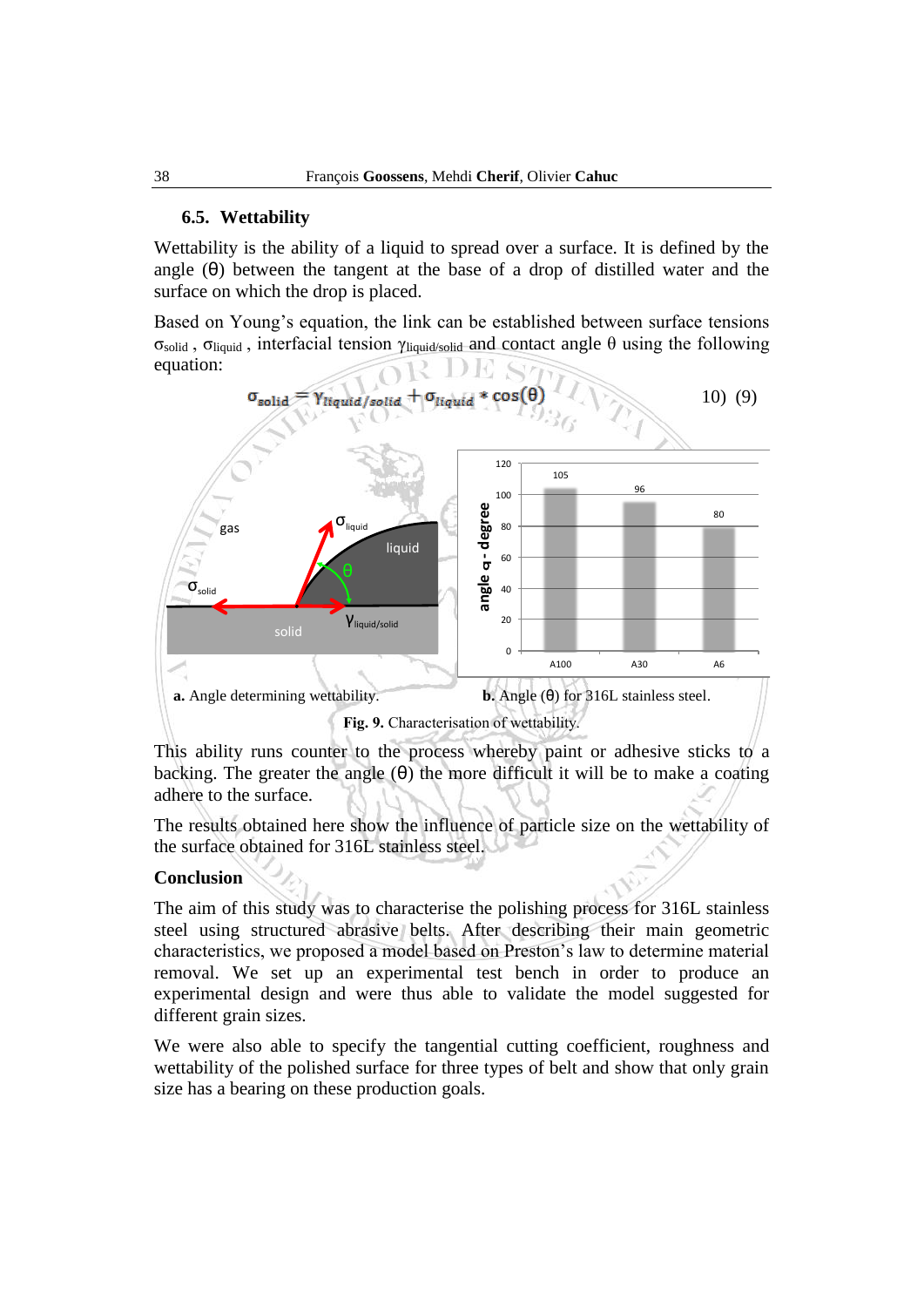### 6.5. Wettability

Wettability is the ability of a liquid to spread over a surface. It is defined by the angle (θ) between the tangent at the base of a drop of distilled water and the surface on which the drop is placed.

Based on Young's equation, the link can be established between surface tensions $\sigma_{solid}$ , $\sigma_{liquid}$ , interfacial tension $\gamma_{liquid/solid}$ and contact angle θ using the following equation:

$$\sigma_{solid} = \gamma_{liquid/solid} + \sigma_{liquid} * \cos(\theta) \qquad 10)\ (9)$$

**a.** Angle determining wettability.

**b.** Angle (θ) for 316L stainless steel.

| | A100 | A30 | A6 |
|---|---|---|---|
| angle α - degree | 105 | 96 | 80 |

**Fig. 9.** Characterisation of wettability.

This ability runs counter to the process whereby paint or adhesive sticks to a backing. The greater the angle (θ) the more difficult it will be to make a coating adhere to the surface.

The results obtained here show the influence of particle size on the wettability of the surface obtained for 316L stainless steel.

### Conclusion

The aim of this study was to characterise the polishing process for 316L stainless steel using structured abrasive belts. After describing their main geometric characteristics, we proposed a model based on Preston's law to determine material removal. We set up an experimental test bench in order to produce an experimental design and were thus able to validate the model suggested for different grain sizes.

We were also able to specify the tangential cutting coefficient, roughness and wettability of the polished surface for three types of belt and show that only grain size has a bearing on these production goals.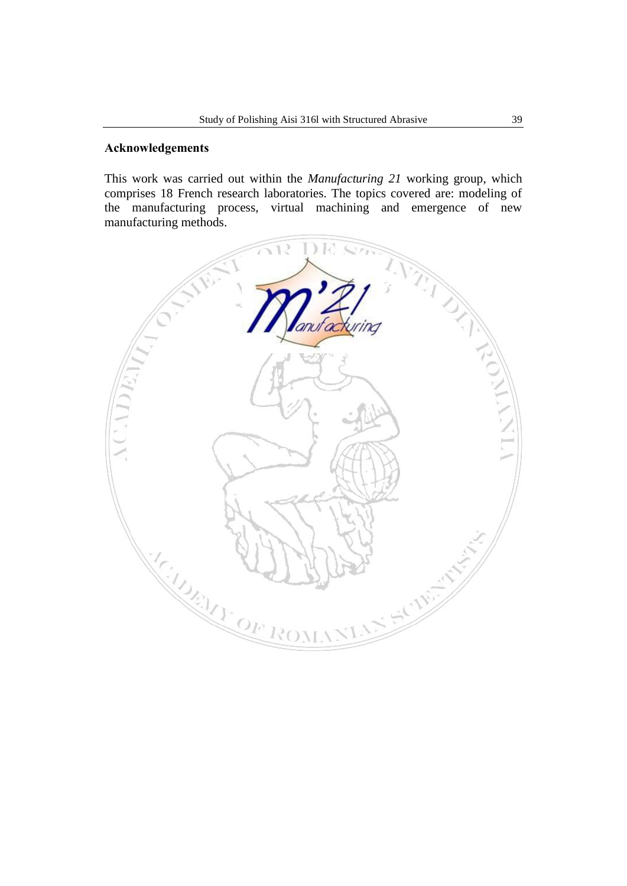## Acknowledgements

This work was carried out within the *Manufacturing 21* working group, which comprises 18 French research laboratories. The topics covered are: modeling of the manufacturing process, virtual machining and emergence of new manufacturing methods.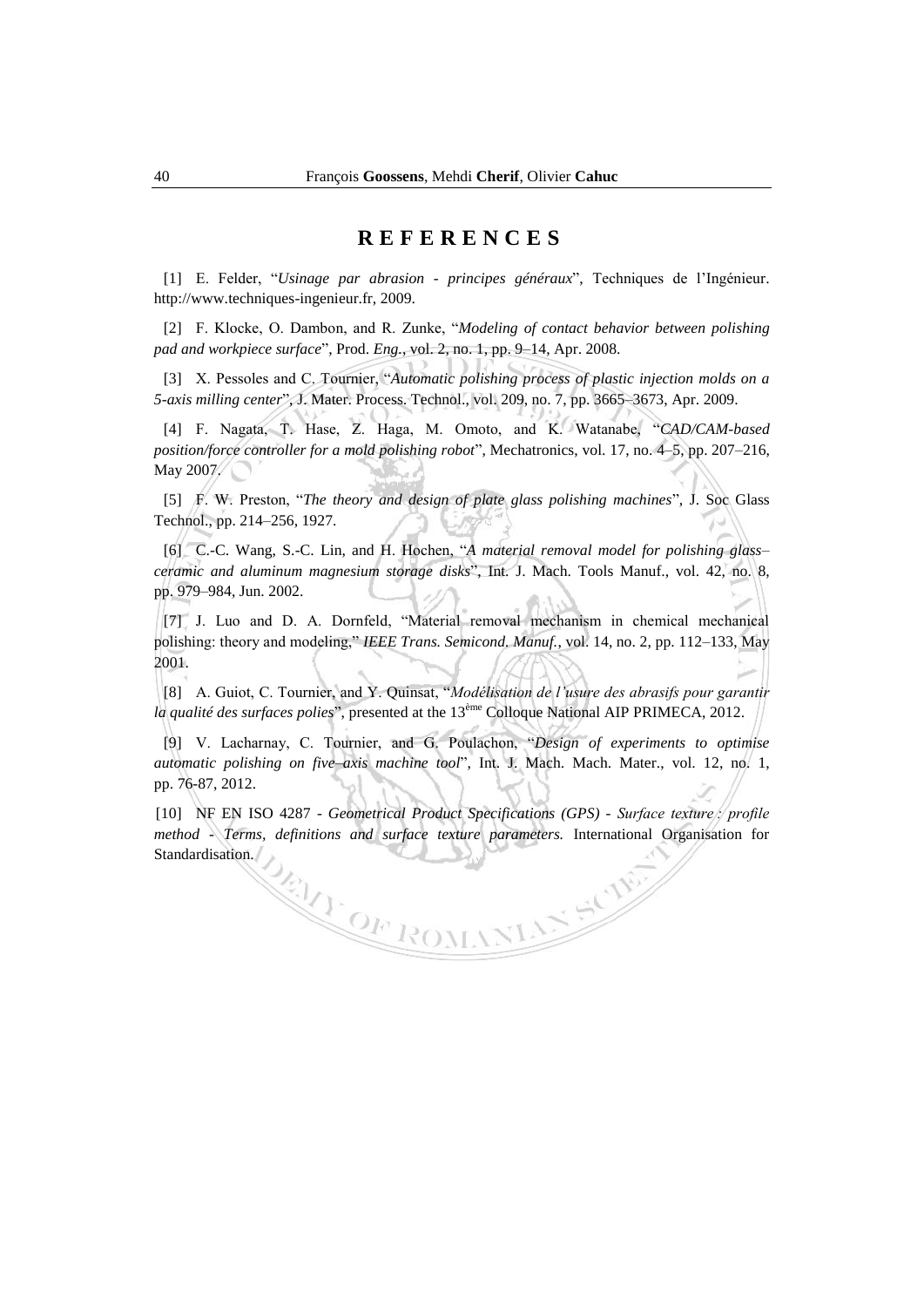## REFERENCES

[1] E. Felder, "*Usinage par abrasion - principes généraux*", Techniques de l'Ingénieur. http://www.techniques-ingenieur.fr, 2009.

[2] F. Klocke, O. Dambon, and R. Zunke, "*Modeling of contact behavior between polishing pad and workpiece surface*", Prod. *Eng.*, vol. 2, no. 1, pp. 9–14, Apr. 2008.

[3] X. Pessoles and C. Tournier, "*Automatic polishing process of plastic injection molds on a 5-axis milling center*", J. Mater. Process. Technol., vol. 209, no. 7, pp. 3665–3673, Apr. 2009.

[4] F. Nagata, T. Hase, Z. Haga, M. Omoto, and K. Watanabe, "*CAD/CAM-based position/force controller for a mold polishing robot*", Mechatronics, vol. 17, no. 4–5, pp. 207–216, May 2007.

[5] F. W. Preston, "*The theory and design of plate glass polishing machines*", J. Soc Glass Technol., pp. 214–256, 1927.

[6] C.-C. Wang, S.-C. Lin, and H. Hochen, "*A material removal model for polishing glass–ceramic and aluminum magnesium storage disks*", Int. J. Mach. Tools Manuf., vol. 42, no. 8, pp. 979–984, Jun. 2002.

[7] J. Luo and D. A. Dornfeld, "Material removal mechanism in chemical mechanical polishing: theory and modeling," *IEEE Trans. Semicond. Manuf.*, vol. 14, no. 2, pp. 112–133, May 2001.

[8] A. Guiot, C. Tournier, and Y. Quinsat, "*Modélisation de l'usure des abrasifs pour garantir la qualité des surfaces polies*", presented at the 13ème Colloque National AIP PRIMECA, 2012.

[9] V. Lacharnay, C. Tournier, and G. Poulachon, "*Design of experiments to optimise automatic polishing on five–axis machine tool*", Int. J. Mach. Mach. Mater., vol. 12, no. 1, pp. 76-87, 2012.

[10] NF EN ISO 4287 - *Geometrical Product Specifications (GPS) - Surface texture : profile method - Terms, definitions and surface texture parameters.* International Organisation for Standardisation.